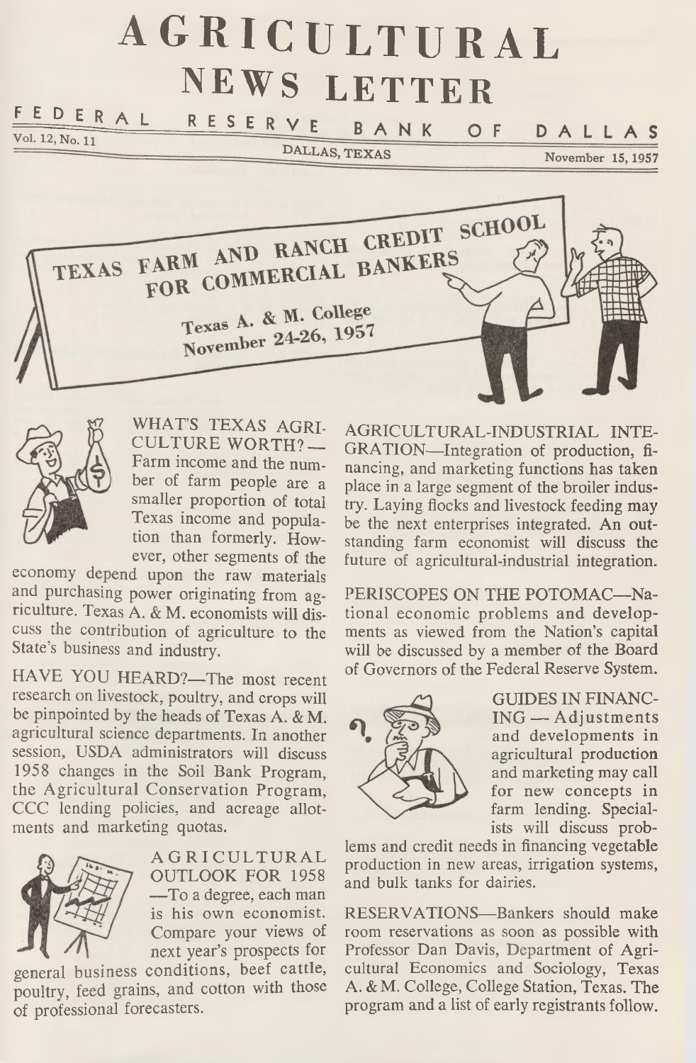# AGRICULTURAL NEWS LETTER

FEDERAL RESERVE BANK OF DALLAS

Vol. 12, No. 11 — DALLAS, TEXAS — November 15, 1957

## TEXAS FARM AND RANCH CREDIT SCHOOL FOR COMMERCIAL BANKERS

**Texas A. & M. College**
**November 24-26, 1957**

WHAT'S TEXAS AGRICULTURE WORTH?—Farm income and the number of farm people are a smaller proportion of total Texas income and population than formerly. However, other segments of the economy depend upon the raw materials and purchasing power originating from agriculture. Texas A. & M. economists will discuss the contribution of agriculture to the State's business and industry.

HAVE YOU HEARD?—The most recent research on livestock, poultry, and crops will be pinpointed by the heads of Texas A. & M. agricultural science departments. In another session, USDA administrators will discuss 1958 changes in the Soil Bank Program, the Agricultural Conservation Program, CCC lending policies, and acreage allotments and marketing quotas.

AGRICULTURAL OUTLOOK FOR 1958—To a degree, each man is his own economist. Compare your views of next year's prospects for general business conditions, beef cattle, poultry, feed grains, and cotton with those of professional forecasters.

AGRICULTURAL-INDUSTRIAL INTEGRATION—Integration of production, financing, and marketing functions has taken place in a large segment of the broiler industry. Laying flocks and livestock feeding may be the next enterprises integrated. An outstanding farm economist will discuss the future of agricultural-industrial integration.

PERISCOPES ON THE POTOMAC—National economic problems and developments as viewed from the Nation's capital will be discussed by a member of the Board of Governors of the Federal Reserve System.

GUIDES IN FINANCING — Adjustments and developments in agricultural production and marketing may call for new concepts in farm lending. Specialists will discuss problems and credit needs in financing vegetable production in new areas, irrigation systems, and bulk tanks for dairies.

RESERVATIONS—Bankers should make room reservations as soon as possible with Professor Dan Davis, Department of Agricultural Economics and Sociology, Texas A. & M. College, College Station, Texas. The program and a list of early registrants follow.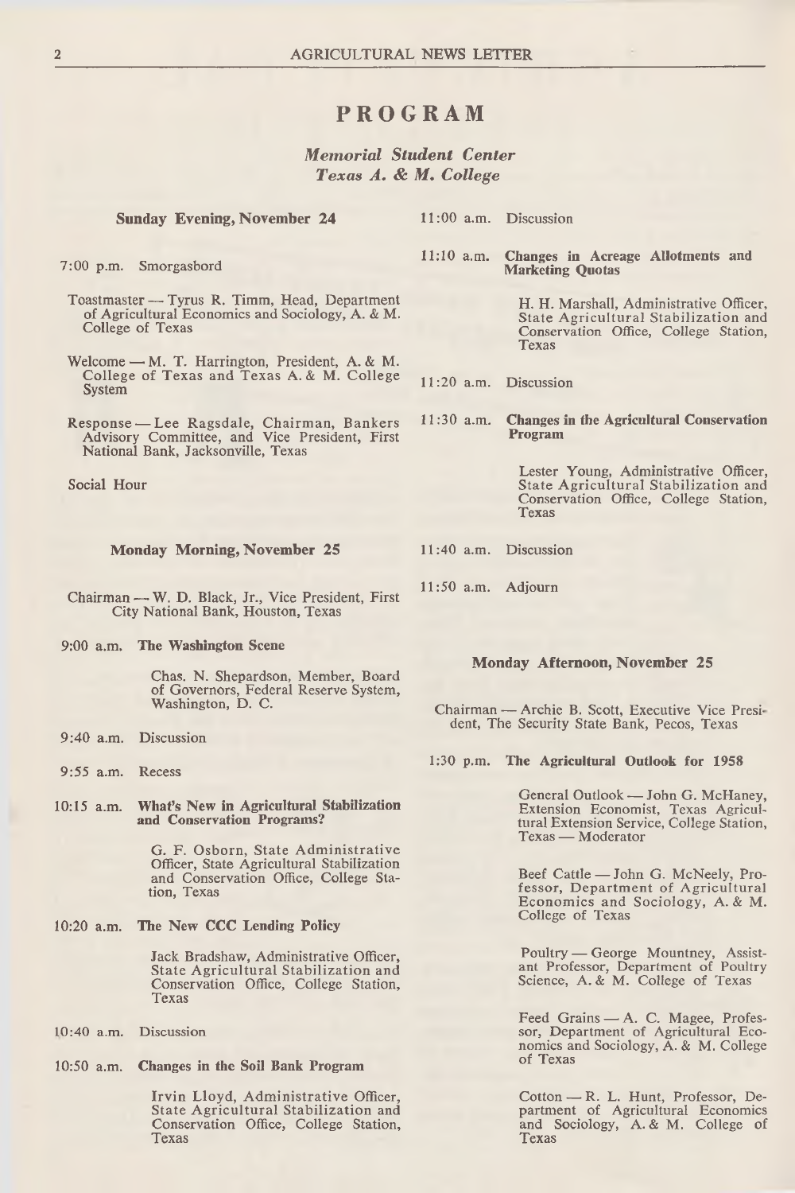# PROGRAM

## *Memorial Student Center*
## *Texas A. & M. College*

### Sunday Evening, November 24

7:00 p.m. Smorgasbord

Toastmaster — Tyrus R. Timm, Head, Department of Agricultural Economics and Sociology, A. & M. College of Texas

Welcome — M. T. Harrington, President, A. & M. College of Texas and Texas A. & M. College System

Response — Lee Ragsdale, Chairman, Bankers Advisory Committee, and Vice President, First National Bank, Jacksonville, Texas

Social Hour

### Monday Morning, November 25

Chairman — W. D. Black, Jr., Vice President, First City National Bank, Houston, Texas

9:00 a.m. **The Washington Scene**

Chas. N. Shepardson, Member, Board of Governors, Federal Reserve System, Washington, D. C.

9:40 a.m. Discussion

9:55 a.m. Recess

10:15 a.m. **What's New in Agricultural Stabilization and Conservation Programs?**

G. F. Osborn, State Administrative Officer, State Agricultural Stabilization and Conservation Office, College Station, Texas

10:20 a.m. **The New CCC Lending Policy**

Jack Bradshaw, Administrative Officer, State Agricultural Stabilization and Conservation Office, College Station, Texas

10:40 a.m. Discussion

10:50 a.m. **Changes in the Soil Bank Program**

Irvin Lloyd, Administrative Officer, State Agricultural Stabilization and Conservation Office, College Station, Texas

11:00 a.m. Discussion

11:10 a.m. **Changes in Acreage Allotments and Marketing Quotas**

H. H. Marshall, Administrative Officer, State Agricultural Stabilization and Conservation Office, College Station, Texas

11:20 a.m. Discussion

11:30 a.m. **Changes in the Agricultural Conservation Program**

Lester Young, Administrative Officer, State Agricultural Stabilization and Conservation Office, College Station, Texas

11:40 a.m. Discussion

11:50 a.m. Adjourn

### Monday Afternoon, November 25

Chairman — Archie B. Scott, Executive Vice President, The Security State Bank, Pecos, Texas

1:30 p.m. **The Agricultural Outlook for 1958**

General Outlook — John G. McHaney, Extension Economist, Texas Agricultural Extension Service, College Station, Texas — Moderator

Beef Cattle — John G. McNeely, Professor, Department of Agricultural Economics and Sociology, A. & M. College of Texas

Poultry — George Mountney, Assistant Professor, Department of Poultry Science, A. & M. College of Texas

Feed Grains — A. C. Magee, Professor, Department of Agricultural Economics and Sociology, A. & M. College of Texas

Cotton — R. L. Hunt, Professor, Department of Agricultural Economics and Sociology, A. & M. College of Texas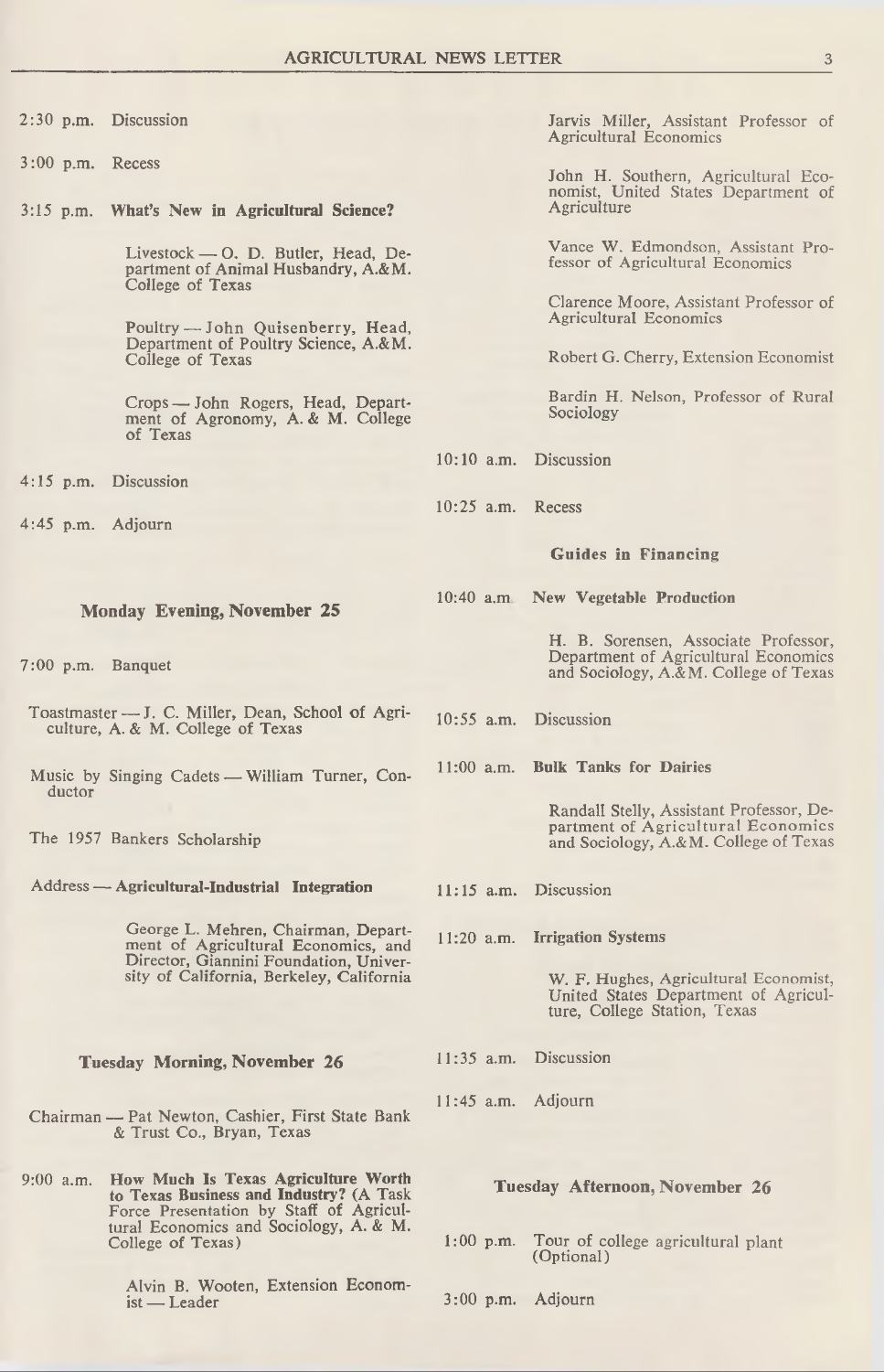2:30 p.m. Discussion

3:00 p.m. Recess

3:15 p.m. **What's New in Agricultural Science?**

Livestock — O. D. Butler, Head, Department of Animal Husbandry, A.&M. College of Texas

Poultry — John Quisenberry, Head, Department of Poultry Science, A.&M. College of Texas

Crops — John Rogers, Head, Department of Agronomy, A. & M. College of Texas

4:15 p.m. Discussion

4:45 p.m. Adjourn

### Monday Evening, November 25

7:00 p.m. Banquet

Toastmaster — J. C. Miller, Dean, School of Agriculture, A. & M. College of Texas

Music by Singing Cadets — William Turner, Conductor

The 1957 Bankers Scholarship

Address — **Agricultural-Industrial Integration**

George L. Mehren, Chairman, Department of Agricultural Economics, and Director, Giannini Foundation, University of California, Berkeley, California

### Tuesday Morning, November 26

Chairman — Pat Newton, Cashier, First State Bank & Trust Co., Bryan, Texas

9:00 a.m. **How Much Is Texas Agriculture Worth to Texas Business and Industry?** (A Task Force Presentation by Staff of Agricultural Economics and Sociology, A. & M. College of Texas)

Alvin B. Wooten, Extension Economist — Leader

Jarvis Miller, Assistant Professor of Agricultural Economics

John H. Southern, Agricultural Economist, United States Department of Agriculture

Vance W. Edmondson, Assistant Professor of Agricultural Economics

Clarence Moore, Assistant Professor of Agricultural Economics

Robert G. Cherry, Extension Economist

Bardin H. Nelson, Professor of Rural Sociology

10:10 a.m. Discussion

10:25 a.m. Recess

**Guides in Financing**

10:40 a.m. **New Vegetable Production**

H. B. Sorensen, Associate Professor, Department of Agricultural Economics and Sociology, A.&M. College of Texas

10:55 a.m. Discussion

11:00 a.m. **Bulk Tanks for Dairies**

Randall Stelly, Assistant Professor, Department of Agricultural Economics and Sociology, A.&M. College of Texas

11:15 a.m. Discussion

11:20 a.m. **Irrigation Systems**

W. F. Hughes, Agricultural Economist, United States Department of Agriculture, College Station, Texas

11:35 a.m. Discussion

11:45 a.m. Adjourn

### Tuesday Afternoon, November 26

1:00 p.m. Tour of college agricultural plant (Optional)

3:00 p.m. Adjourn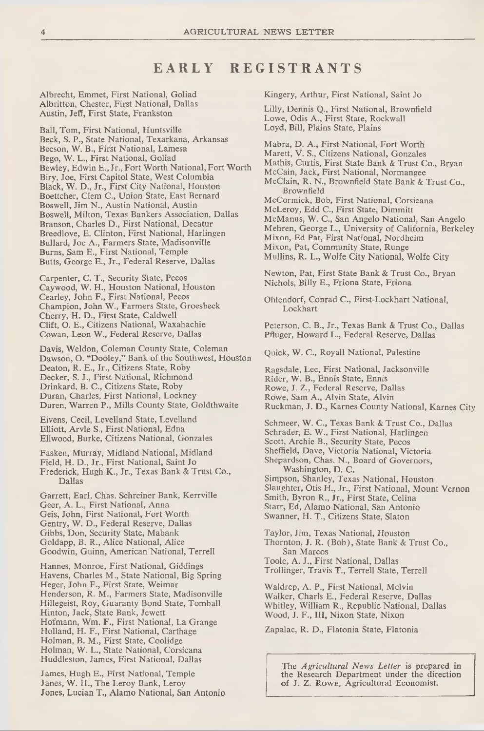## EARLY REGISTRANTS

Albrecht, Emmet, First National, Goliad
Albritton, Chester, First National, Dallas
Austin, Jeff, First State, Frankston

Ball, Tom, First National, Huntsville
Beck, S. P., State National, Texarkana, Arkansas
Beeson, W. B., First National, Lamesa
Bego, W. L., First National, Goliad
Bewley, Edwin E., Jr., Fort Worth National, Fort Worth
Biry, Joe, First Capitol State, West Columbia
Black, W. D., Jr., First City National, Houston
Boettcher, Clem C., Union State, East Bernard
Boswell, Jim N., Austin National, Austin
Boswell, Milton, Texas Bankers Association, Dallas
Branson, Charles D., First National, Decatur
Breedlove, E. Clinton, First National, Harlingen
Bullard, Joe A., Farmers State, Madisonville
Burns, Sam E., First National, Temple
Butts, George E., Jr., Federal Reserve, Dallas

Carpenter, C. T., Security State, Pecos
Caywood, W. H., Houston National, Houston
Cearley, John F., First National, Pecos
Champion, John W., Farmers State, Groesbeck
Cherry, H. D., First State, Caldwell
Clift, O. E., Citizens National, Waxahachie
Cowan, Leon W., Federal Reserve, Dallas

Davis, Weldon, Coleman County State, Coleman
Dawson, O. "Dooley," Bank of the Southwest, Houston
Deaton, R. E., Jr., Citizens State, Roby
Decker, S. J., First National, Richmond
Drinkard, B. C., Citizens State, Roby
Duran, Charles, First National, Lockney
Duren, Warren P., Mills County State, Goldthwaite

Eivens, Cecil, Levelland State, Levelland
Elliott, Arvle S., First National, Edna
Ellwood, Burke, Citizens National, Gonzales

Fasken, Murray, Midland National, Midland
Field, H. D., Jr., First National, Saint Jo
Frederick, Hugh K., Jr., Texas Bank & Trust Co., Dallas

Garrett, Earl, Chas. Schreiner Bank, Kerrville
Geer, A. L., First National, Anna
Geis, John, First National, Fort Worth
Gentry, W. D., Federal Reserve, Dallas
Gibbs, Don, Security State, Mabank
Goldapp, B. R., Alice National, Alice
Goodwin, Guinn, American National, Terrell

Hannes, Monroe, First National, Giddings
Havens, Charles M., State National, Big Spring
Heger, John F., First State, Weimar
Henderson, R. M., Farmers State, Madisonville
Hillegeist, Roy, Guaranty Bond State, Tomball
Hinton, Jack, State Bank, Jewett
Hofmann, Wm. F., First National, La Grange
Holland, H. F., First National, Carthage
Holman, B. M., First State, Coolidge
Holman, W. L., State National, Corsicana
Huddleston, James, First National, Dallas

James, Hugh E., First National, Temple
Janes, W. H., The Leroy Bank, Leroy
Jones, Lucian T., Alamo National, San Antonio

Kingery, Arthur, First National, Saint Jo

Lilly, Dennis Q., First National, Brownfield
Lowe, Odis A., First State, Rockwall
Loyd, Bill, Plains State, Plains

Mabra, D. A., First National, Fort Worth
Marett, V. S., Citizens National, Gonzales
Mathis, Curtis, First State Bank & Trust Co., Bryan
McCain, Jack, First National, Normangee
McClain, R. N., Brownfield State Bank & Trust Co., Brownfield
McCormick, Bob, First National, Corsicana
McLeroy, Edd C., First State, Dimmitt
McManus, W. C., San Angelo National, San Angelo
Mehren, George L., University of California, Berkeley
Mixon, Ed Pat, First National, Nordheim
Mixon, Pat, Community State, Runge
Mullins, R. L., Wolfe City National, Wolfe City

Newton, Pat, First State Bank & Trust Co., Bryan
Nichols, Billy E., Friona State, Friona

Ohlendorf, Conrad C., First-Lockhart National, Lockhart

Peterson, C. B., Jr., Texas Bank & Trust Co., Dallas
Pfluger, Howard L., Federal Reserve, Dallas

Quick, W. C., Royall National, Palestine

Ragsdale, Lee, First National, Jacksonville
Rider, W. B., Ennis State, Ennis
Rowe, J. Z., Federal Reserve, Dallas
Rowe, Sam A., Alvin State, Alvin
Ruckman, J. D., Karnes County National, Karnes City

Schmeer, W. C., Texas Bank & Trust Co., Dallas
Schrader, E. W., First National, Harlingen
Scott, Archie B., Security State, Pecos
Sheffield, Dave, Victoria National, Victoria
Shepardson, Chas. N., Board of Governors, Washington, D. C.
Simpson, Shanley, Texas National, Houston
Slaughter, Otis H., Jr., First National, Mount Vernon
Smith, Byron R., Jr., First State, Celina
Starr, Ed, Alamo National, San Antonio
Swanner, H. T., Citizens State, Slaton

Taylor, Jim, Texas National, Houston
Thornton, J. R. (Bob), State Bank & Trust Co., San Marcos
Toole, A. J., First National, Dallas
Trollinger, Travis T., Terrell State, Terrell

Waldrep, A. P., First National, Melvin
Walker, Charls E., Federal Reserve, Dallas
Whitley, William R., Republic National, Dallas
Wood, J. F., III, Nixon State, Nixon

Zapalac, R. D., Flatonia State, Flatonia

The *Agricultural News Letter* is prepared in the Research Department under the direction of J. Z. Rowe, Agricultural Economist.